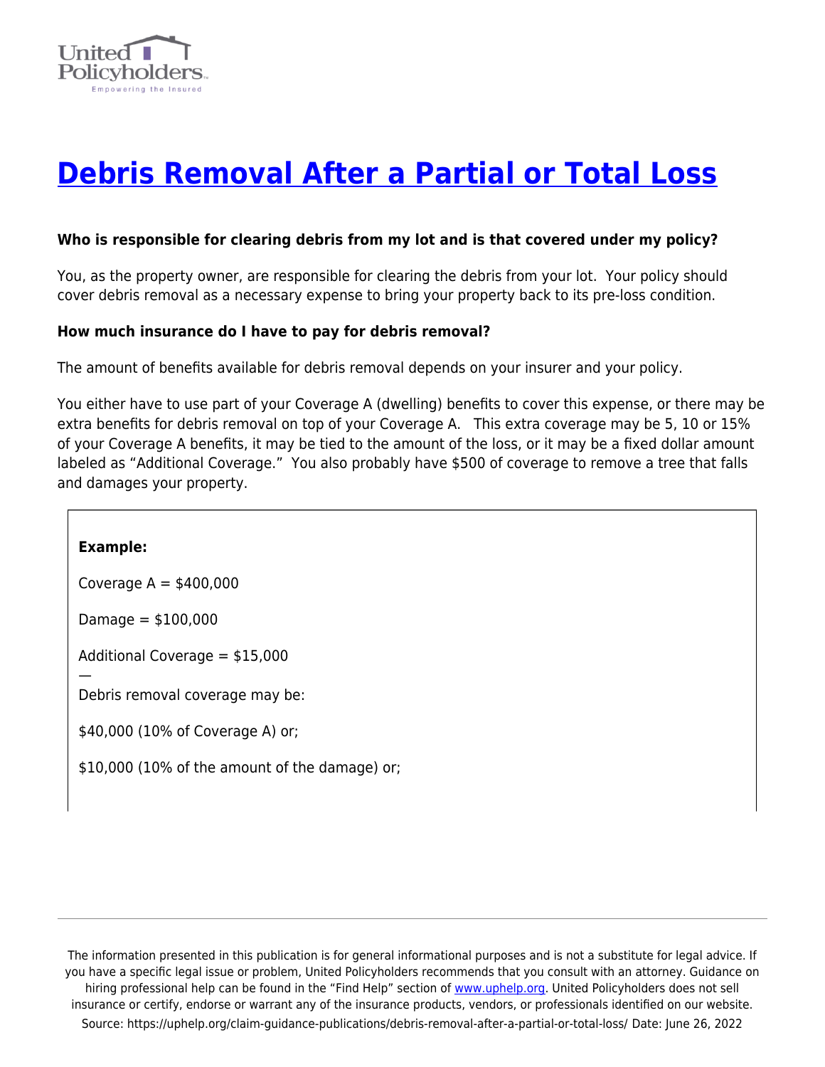# Debris Removal After a Partial or Total Loss

**Who is responsible for clearing debris from my lot and is that covered under my policy?**

You, as the property owner, are responsible for clearing the debris from your lot. Your policy should cover debris removal as a necessary expense to bring your property back to its pre-loss condition.

**How much insurance do I have to pay for debris removal?**

The amount of benefits available for debris removal depends on your insurer and your policy.

You either have to use part of your Coverage A (dwelling) benefits to cover this expense, or there may be extra benefits for debris removal on top of your Coverage A. This extra coverage may be 5, 10 or 15% of your Coverage A benefits, it may be tied to the amount of the loss, or it may be a fixed dollar amount labeled as "Additional Coverage." You also probably have $500 of coverage to remove a tree that falls and damages your property.

**Example:**

Coverage A = $400,000

Damage = $100,000

Additional Coverage = $15,000

—

Debris removal coverage may be:

$40,000 (10% of Coverage A) or;

$10,000 (10% of the amount of the damage) or;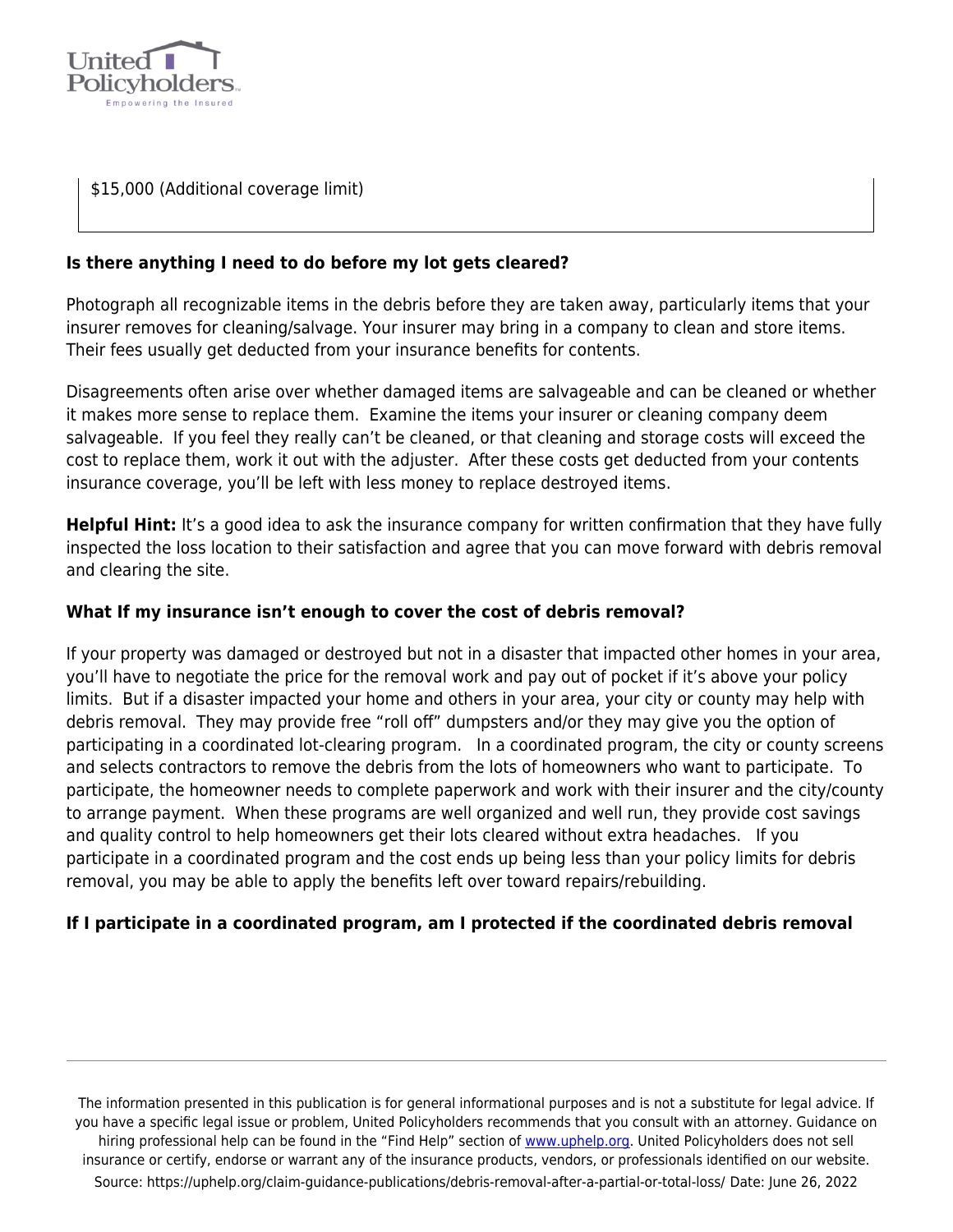$15,000 (Additional coverage limit)

**Is there anything I need to do before my lot gets cleared?**

Photograph all recognizable items in the debris before they are taken away, particularly items that your insurer removes for cleaning/salvage. Your insurer may bring in a company to clean and store items. Their fees usually get deducted from your insurance benefits for contents.

Disagreements often arise over whether damaged items are salvageable and can be cleaned or whether it makes more sense to replace them. Examine the items your insurer or cleaning company deem salvageable. If you feel they really can't be cleaned, or that cleaning and storage costs will exceed the cost to replace them, work it out with the adjuster. After these costs get deducted from your contents insurance coverage, you'll be left with less money to replace destroyed items.

**Helpful Hint:** It's a good idea to ask the insurance company for written confirmation that they have fully inspected the loss location to their satisfaction and agree that you can move forward with debris removal and clearing the site.

**What If my insurance isn't enough to cover the cost of debris removal?**

If your property was damaged or destroyed but not in a disaster that impacted other homes in your area, you'll have to negotiate the price for the removal work and pay out of pocket if it's above your policy limits. But if a disaster impacted your home and others in your area, your city or county may help with debris removal. They may provide free "roll off" dumpsters and/or they may give you the option of participating in a coordinated lot-clearing program. In a coordinated program, the city or county screens and selects contractors to remove the debris from the lots of homeowners who want to participate. To participate, the homeowner needs to complete paperwork and work with their insurer and the city/county to arrange payment. When these programs are well organized and well run, they provide cost savings and quality control to help homeowners get their lots cleared without extra headaches. If you participate in a coordinated program and the cost ends up being less than your policy limits for debris removal, you may be able to apply the benefits left over toward repairs/rebuilding.

**If I participate in a coordinated program, am I protected if the coordinated debris removal**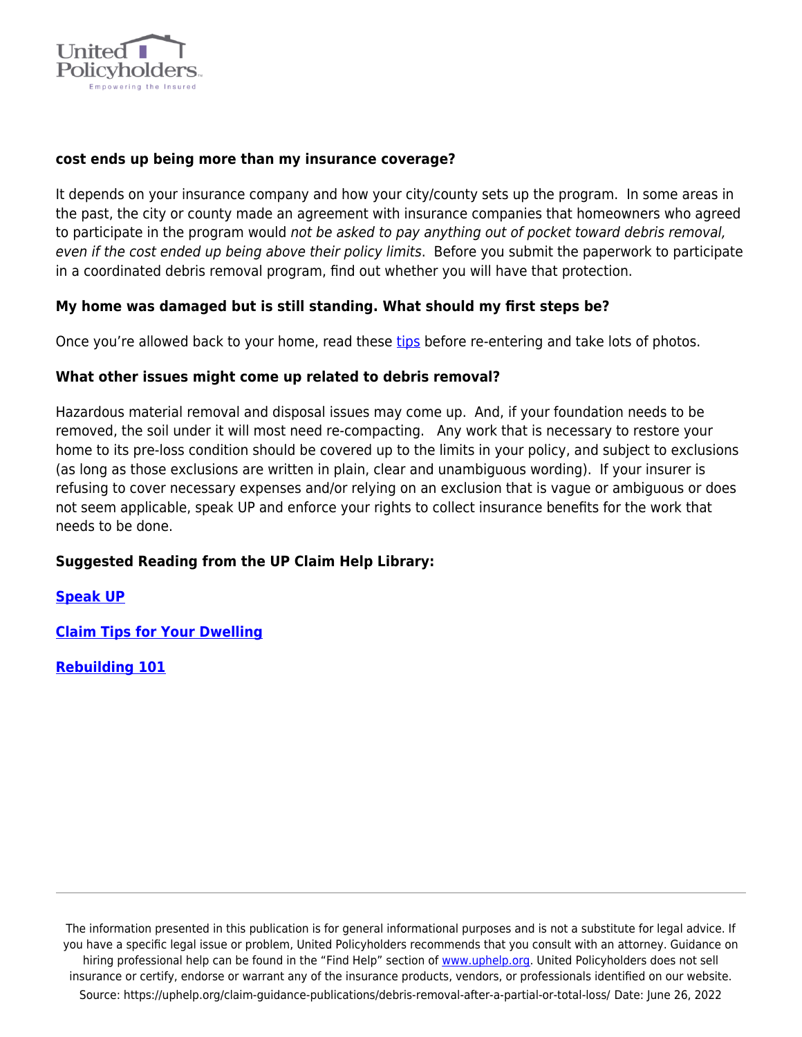**cost ends up being more than my insurance coverage?**

It depends on your insurance company and how your city/county sets up the program. In some areas in the past, the city or county made an agreement with insurance companies that homeowners who agreed to participate in the program would *not be asked to pay anything out of pocket toward debris removal, even if the cost ended up being above their policy limits*. Before you submit the paperwork to participate in a coordinated debris removal program, find out whether you will have that protection.

**My home was damaged but is still standing. What should my first steps be?**

Once you're allowed back to your home, read these tips before re-entering and take lots of photos.

**What other issues might come up related to debris removal?**

Hazardous material removal and disposal issues may come up. And, if your foundation needs to be removed, the soil under it will most need re-compacting. Any work that is necessary to restore your home to its pre-loss condition should be covered up to the limits in your policy, and subject to exclusions (as long as those exclusions are written in plain, clear and unambiguous wording). If your insurer is refusing to cover necessary expenses and/or relying on an exclusion that is vague or ambiguous or does not seem applicable, speak UP and enforce your rights to collect insurance benefits for the work that needs to be done.

**Suggested Reading from the UP Claim Help Library:**

**Speak UP**

**Claim Tips for Your Dwelling**

**Rebuilding 101**

The information presented in this publication is for general informational purposes and is not a substitute for legal advice. If you have a specific legal issue or problem, United Policyholders recommends that you consult with an attorney. Guidance on hiring professional help can be found in the "Find Help" section of www.uphelp.org. United Policyholders does not sell insurance or certify, endorse or warrant any of the insurance products, vendors, or professionals identified on our website.
Source: https://uphelp.org/claim-guidance-publications/debris-removal-after-a-partial-or-total-loss/ Date: June 26, 2022